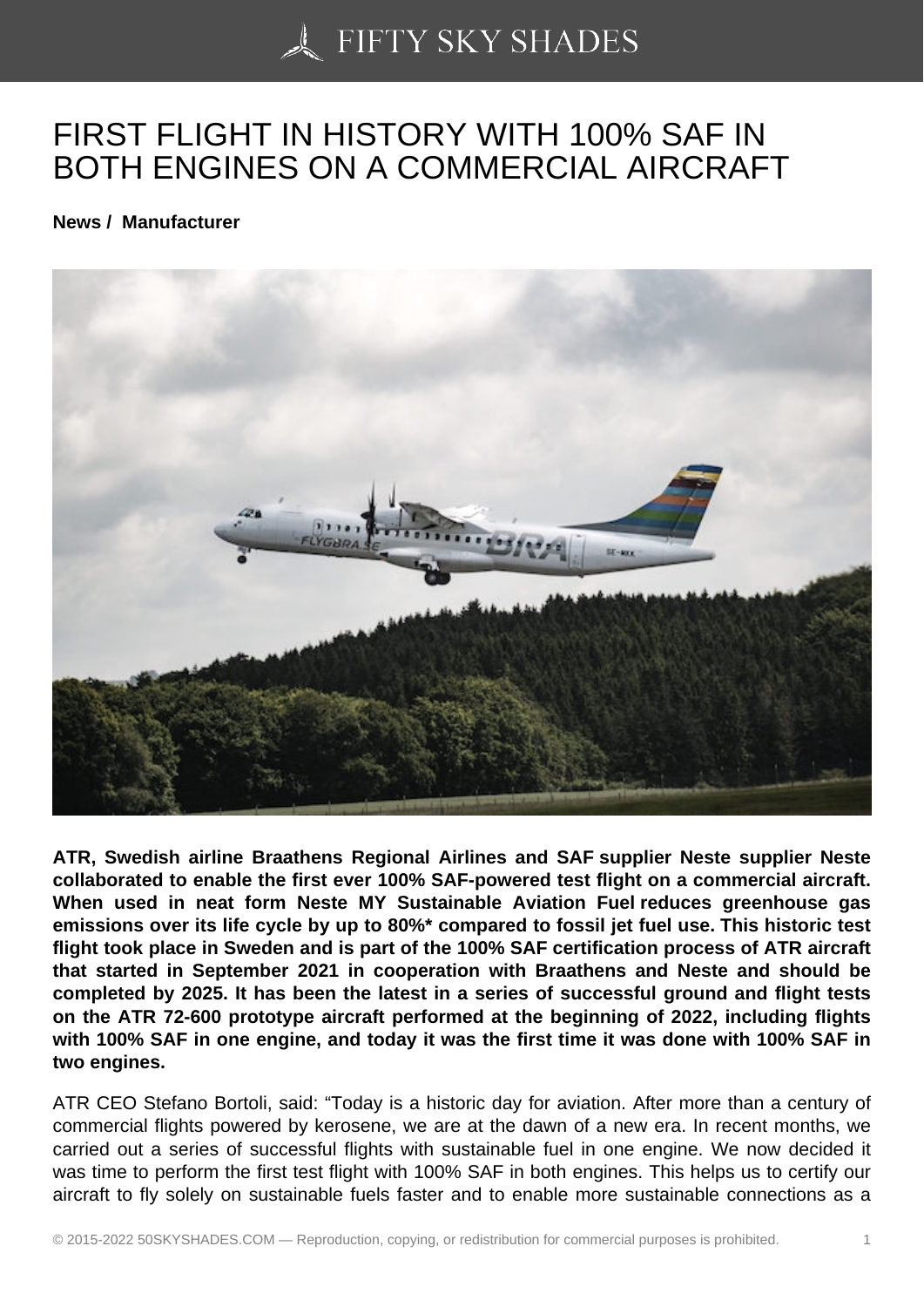# FIRST FLIGHT IN HISTORY WITH 100% SAF IN BOTH ENGINES ON A COMMERCIAL AIRCRAFT

**News / Manufacturer**

**ATR, Swedish airline Braathens Regional Airlines and SAF supplier Neste supplier Neste collaborated to enable the first ever 100% SAF-powered test flight on a commercial aircraft. When used in neat form Neste MY Sustainable Aviation Fuel reduces greenhouse gas emissions over its life cycle by up to 80%* compared to fossil jet fuel use. This historic test flight took place in Sweden and is part of the 100% SAF certification process of ATR aircraft that started in September 2021 in cooperation with Braathens and Neste and should be completed by 2025. It has been the latest in a series of successful ground and flight tests on the ATR 72-600 prototype aircraft performed at the beginning of 2022, including flights with 100% SAF in one engine, and today it was the first time it was done with 100% SAF in two engines.**

ATR CEO Stefano Bortoli, said: "Today is a historic day for aviation. After more than a century of commercial flights powered by kerosene, we are at the dawn of a new era. In recent months, we carried out a series of successful flights with sustainable fuel in one engine. We now decided it was time to perform the first test flight with 100% SAF in both engines. This helps us to certify our aircraft to fly solely on sustainable fuels faster and to enable more sustainable connections as a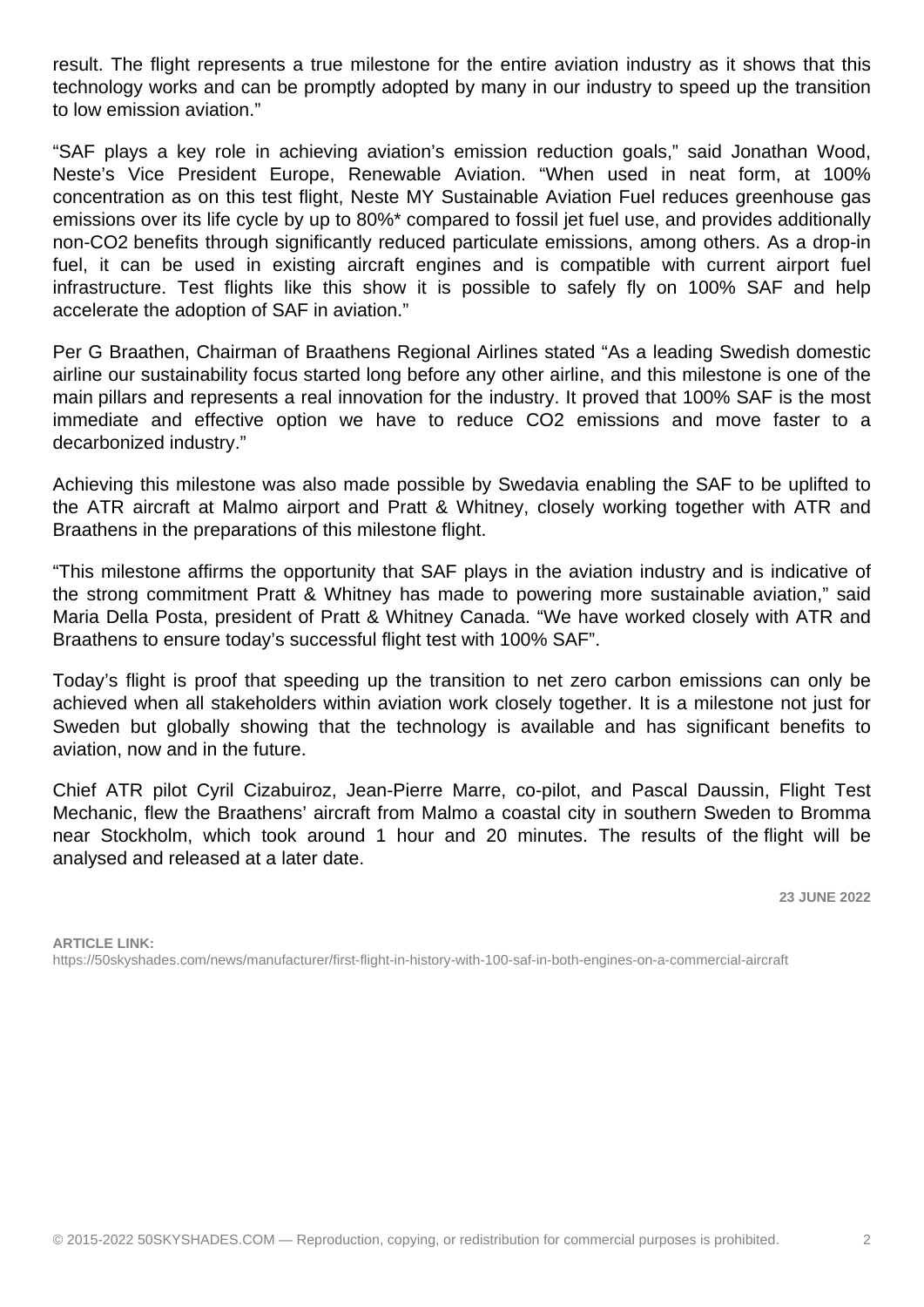result. The flight represents a true milestone for the entire aviation industry as it shows that this technology works and can be promptly adopted by many in our industry to speed up the transition to low emission aviation."

"SAF plays a key role in achieving aviation's emission reduction goals," said Jonathan Wood, Neste's Vice President Europe, Renewable Aviation. "When used in neat form, at 100% concentration as on this test flight, Neste MY Sustainable Aviation Fuel reduces greenhouse gas emissions over its life cycle by up to 80%* compared to fossil jet fuel use, and provides additionally non-CO2 benefits through significantly reduced particulate emissions, among others. As a drop-in fuel, it can be used in existing aircraft engines and is compatible with current airport fuel infrastructure. Test flights like this show it is possible to safely fly on 100% SAF and help accelerate the adoption of SAF in aviation."

Per G Braathen, Chairman of Braathens Regional Airlines stated "As a leading Swedish domestic airline our sustainability focus started long before any other airline, and this milestone is one of the main pillars and represents a real innovation for the industry. It proved that 100% SAF is the most immediate and effective option we have to reduce CO2 emissions and move faster to a decarbonized industry."

Achieving this milestone was also made possible by Swedavia enabling the SAF to be uplifted to the ATR aircraft at Malmo airport and Pratt & Whitney, closely working together with ATR and Braathens in the preparations of this milestone flight.

"This milestone affirms the opportunity that SAF plays in the aviation industry and is indicative of the strong commitment Pratt & Whitney has made to powering more sustainable aviation," said Maria Della Posta, president of Pratt & Whitney Canada. "We have worked closely with ATR and Braathens to ensure today's successful flight test with 100% SAF".

Today's flight is proof that speeding up the transition to net zero carbon emissions can only be achieved when all stakeholders within aviation work closely together. It is a milestone not just for Sweden but globally showing that the technology is available and has significant benefits to aviation, now and in the future.

Chief ATR pilot Cyril Cizabuiroz, Jean-Pierre Marre, co-pilot, and Pascal Daussin, Flight Test Mechanic, flew the Braathens' aircraft from Malmo a coastal city in southern Sweden to Bromma near Stockholm, which took around 1 hour and 20 minutes. The results of the flight will be analysed and released at a later date.

**23 JUNE 2022**

**ARTICLE LINK:**
https://50skyshades.com/news/manufacturer/first-flight-in-history-with-100-saf-in-both-engines-on-a-commercial-aircraft

© 2015-2022 50SKYSHADES.COM — Reproduction, copying, or redistribution for commercial purposes is prohibited.